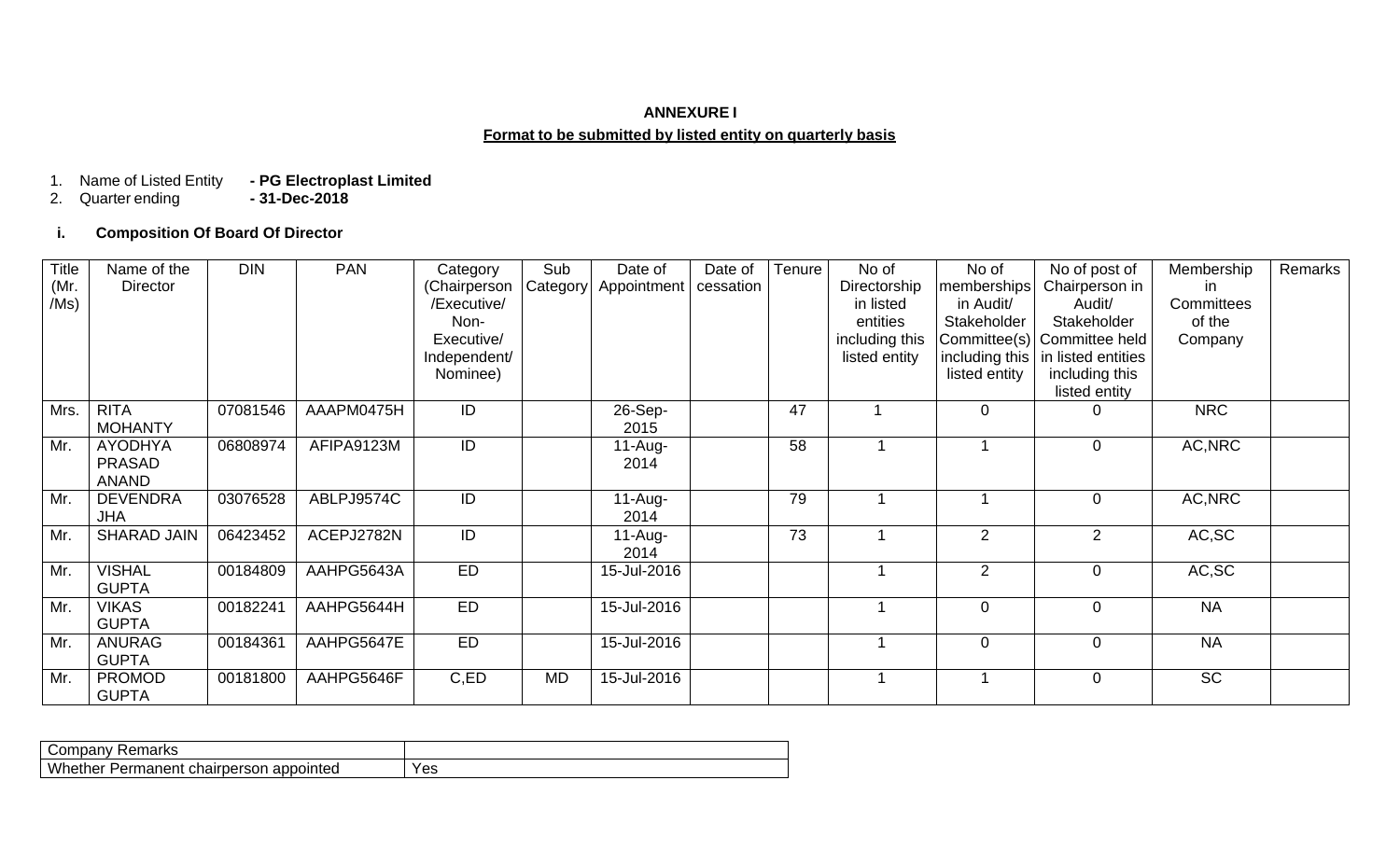**ANNEXURE I**

**Format to be submitted by listed entity on quarterly basis**

1. Name of Listed Entity **- PG Electroplast Limited**
2. Quarter ending **- 31-Dec-2018**

**i. Composition Of Board Of Director**

| Title (Mr. /Ms) | Name of the Director | DIN | PAN | Category (Chairperson /Executive/ Non-Executive/ Independent/ Nominee) | Sub Category | Date of Appointment | Date of cessation | Tenure | No of Directorship in listed entities including this listed entity | No of memberships in Audit/ Stakeholder Committee(s) including this listed entity | No of post of Chairperson in Audit/ Stakeholder Committee held in listed entities including this listed entity | Membership in Committees of the Company | Remarks |
|---|---|---|---|---|---|---|---|---|---|---|---|---|---|
| Mrs. | RITA MOHANTY | 07081546 | AAAPM0475H | ID | | 26-Sep-2015 | | 47 | 1 | 0 | 0 | NRC | |
| Mr. | AYODHYA PRASAD ANAND | 06808974 | AFIPA9123M | ID | | 11-Aug-2014 | | 58 | 1 | 1 | 0 | AC,NRC | |
| Mr. | DEVENDRA JHA | 03076528 | ABLPJ9574C | ID | | 11-Aug-2014 | | 79 | 1 | 1 | 0 | AC,NRC | |
| Mr. | SHARAD JAIN | 06423452 | ACEPJ2782N | ID | | 11-Aug-2014 | | 73 | 1 | 2 | 2 | AC,SC | |
| Mr. | VISHAL GUPTA | 00184809 | AAHPG5643A | ED | | 15-Jul-2016 | | | 1 | 2 | 0 | AC,SC | |
| Mr. | VIKAS GUPTA | 00182241 | AAHPG5644H | ED | | 15-Jul-2016 | | | 1 | 0 | 0 | NA | |
| Mr. | ANURAG GUPTA | 00184361 | AAHPG5647E | ED | | 15-Jul-2016 | | | 1 | 0 | 0 | NA | |
| Mr. | PROMOD GUPTA | 00181800 | AAHPG5646F | C,ED | MD | 15-Jul-2016 | | | 1 | 1 | 0 | SC | |

| Company Remarks | |
|---|---|
| Whether Permanent chairperson appointed | Yes |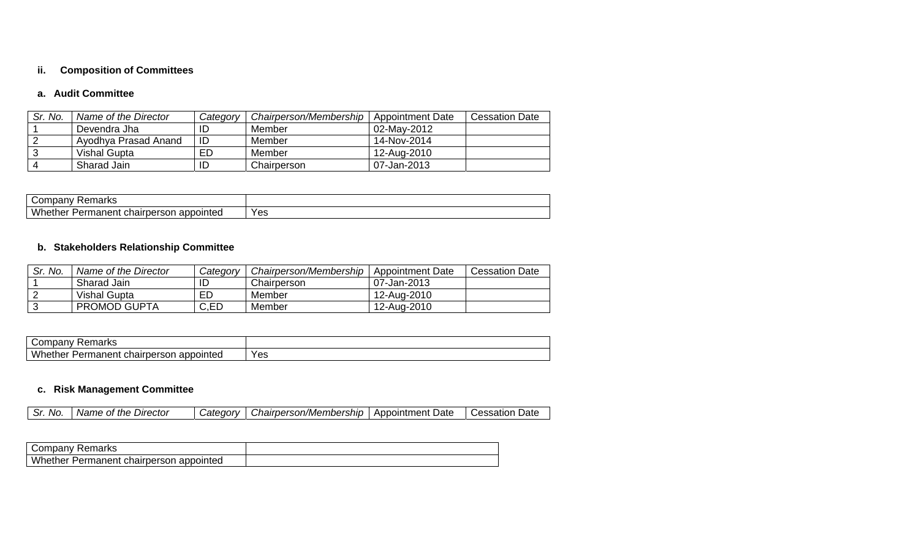### ii. Composition of Committees

#### a. Audit Committee

| *Sr. No.* | *Name of the Director* | *Category* | *Chairperson/Membership* | Appointment Date | Cessation Date |
|---|---|---|---|---|---|
| 1 | Devendra Jha | ID | Member | 02-May-2012 | |
| 2 | Ayodhya Prasad Anand | ID | Member | 14-Nov-2014 | |
| 3 | Vishal Gupta | ED | Member | 12-Aug-2010 | |
| 4 | Sharad Jain | ID | Chairperson | 07-Jan-2013 | |

| Company Remarks | |
|---|---|
| Whether Permanent chairperson appointed | Yes |

#### b. Stakeholders Relationship Committee

| *Sr. No.* | *Name of the Director* | *Category* | *Chairperson/Membership* | Appointment Date | Cessation Date |
|---|---|---|---|---|---|
| 1 | Sharad Jain | ID | Chairperson | 07-Jan-2013 | |
| 2 | Vishal Gupta | ED | Member | 12-Aug-2010 | |
| 3 | PROMOD GUPTA | C,ED | Member | 12-Aug-2010 | |

| Company Remarks | |
|---|---|
| Whether Permanent chairperson appointed | Yes |

#### c. Risk Management Committee

| *Sr. No.* | *Name of the Director* | *Category* | *Chairperson/Membership* | Appointment Date | Cessation Date |
|---|---|---|---|---|---|

| Company Remarks | |
|---|---|
| Whether Permanent chairperson appointed | |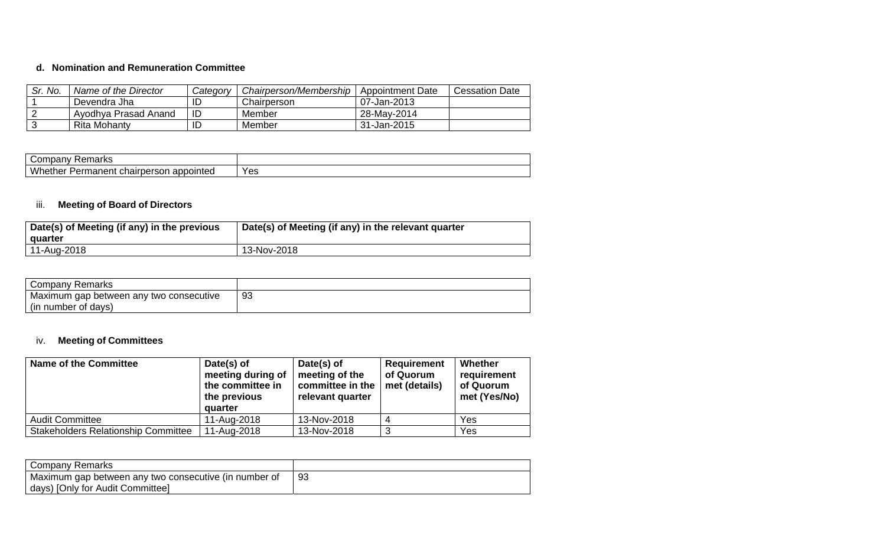### d. Nomination and Remuneration Committee

| *Sr. No.* | *Name of the Director* | *Category* | *Chairperson/Membership* | Appointment Date | Cessation Date |
|---|---|---|---|---|---|
| 1 | Devendra Jha | ID | Chairperson | 07-Jan-2013 | |
| 2 | Ayodhya Prasad Anand | ID | Member | 28-May-2014 | |
| 3 | Rita Mohanty | ID | Member | 31-Jan-2015 | |

| Company Remarks | |
|---|---|
| Whether Permanent chairperson appointed | Yes |

### iii. Meeting of Board of Directors

| Date(s) of Meeting (if any) in the previous quarter | Date(s) of Meeting (if any) in the relevant quarter |
|---|---|
| 11-Aug-2018 | 13-Nov-2018 |

| Company Remarks | |
|---|---|
| Maximum gap between any two consecutive (in number of days) | 93 |

### iv. Meeting of Committees

| Name of the Committee | Date(s) of meeting during of the committee in the previous quarter | Date(s) of meeting of the committee in the relevant quarter | Requirement of Quorum met (details) | Whether requirement of Quorum met (Yes/No) |
|---|---|---|---|---|
| Audit Committee | 11-Aug-2018 | 13-Nov-2018 | 4 | Yes |
| Stakeholders Relationship Committee | 11-Aug-2018 | 13-Nov-2018 | 3 | Yes |

| Company Remarks | |
|---|---|
| Maximum gap between any two consecutive (in number of days) [Only for Audit Committee] | 93 |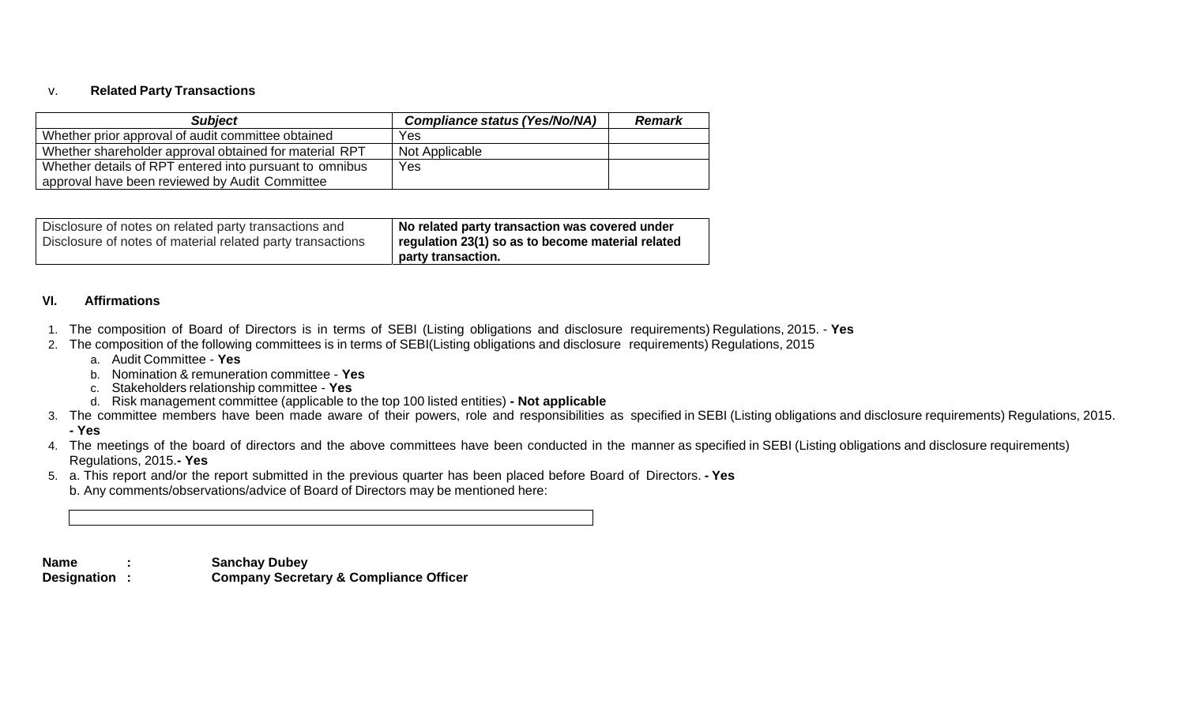v. **Related Party Transactions**

| *Subject* | *Compliance status (Yes/No/NA)* | *Remark* |
|---|---|---|
| Whether prior approval of audit committee obtained | Yes | |
| Whether shareholder approval obtained for material RPT | Not Applicable | |
| Whether details of RPT entered into pursuant to omnibus approval have been reviewed by Audit Committee | Yes | |

| | |
|---|---|
| Disclosure of notes on related party transactions and Disclosure of notes of material related party transactions | **No related party transaction was covered under regulation 23(1) so as to become material related party transaction.** |

**VI. Affirmations**

1. The composition of Board of Directors is in terms of SEBI (Listing obligations and disclosure requirements) Regulations, 2015. - **Yes**
2. The composition of the following committees is in terms of SEBI(Listing obligations and disclosure requirements) Regulations, 2015
   a. Audit Committee - **Yes**
   b. Nomination & remuneration committee - **Yes**
   c. Stakeholders relationship committee - **Yes**
   d. Risk management committee (applicable to the top 100 listed entities) **- Not applicable**
3. The committee members have been made aware of their powers, role and responsibilities as specified in SEBI (Listing obligations and disclosure requirements) Regulations, 2015. **- Yes**
4. The meetings of the board of directors and the above committees have been conducted in the manner as specified in SEBI (Listing obligations and disclosure requirements) Regulations, 2015.**- Yes**
5. a. This report and/or the report submitted in the previous quarter has been placed before Board of Directors. **- Yes**
   b. Any comments/observations/advice of Board of Directors may be mentioned here:

**Name :** **Sanchay Dubey**
**Designation :** **Company Secretary & Compliance Officer**